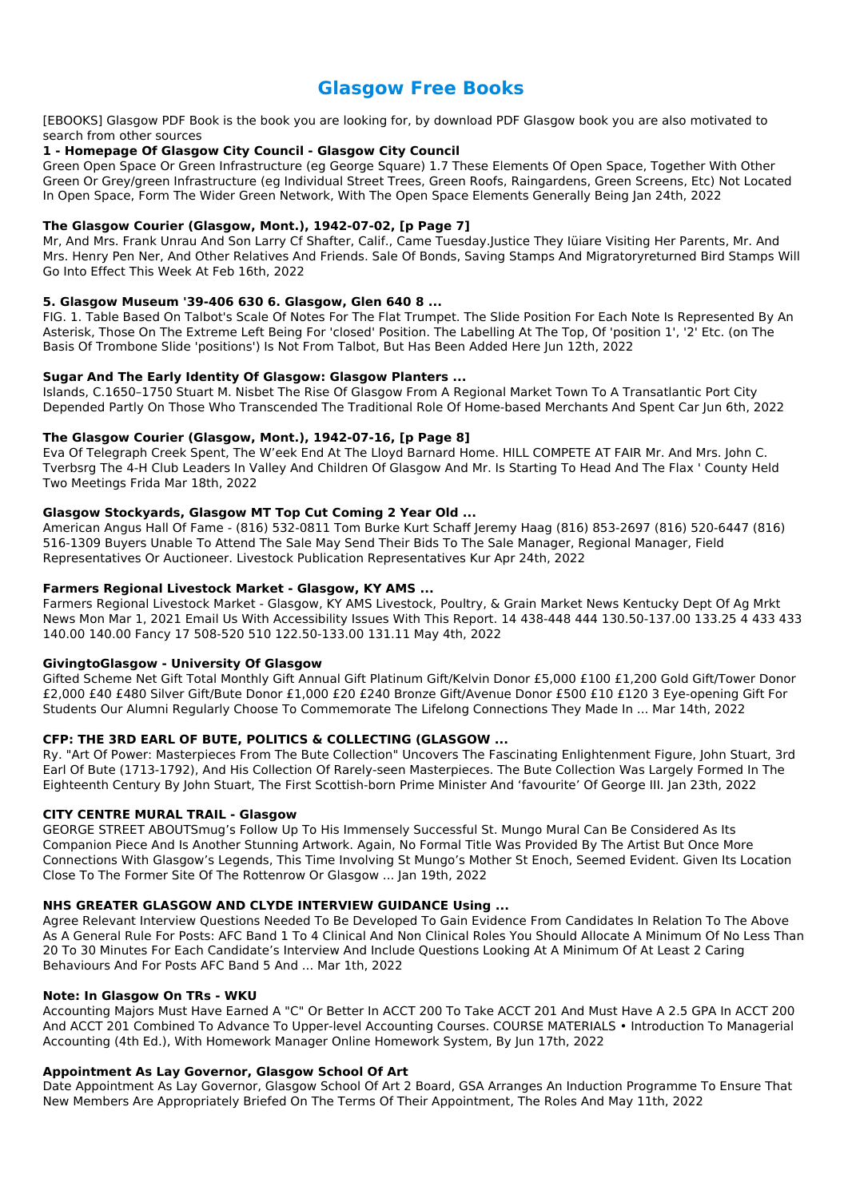# Glasgow Free Books

[EBOOKS] Glasgow PDF Book is the book you are looking for, by download PDF Glasgow book you are also motivated to search from other sources

**1 - Homepage Of Glasgow City Council - Glasgow City Council**

Green Open Space Or Green Infrastructure (eg George Square) 1.7 These Elements Of Open Space, Together With Other Green Or Grey/green Infrastructure (eg Individual Street Trees, Green Roofs, Raingardens, Green Screens, Etc) Not Located In Open Space, Form The Wider Green Network, With The Open Space Elements Generally Being Jan 24th, 2022

**The Glasgow Courier (Glasgow, Mont.), 1942-07-02, [p Page 7]**

Mr, And Mrs. Frank Unrau And Son Larry Cf Shafter, Calif., Came Tuesday.Justice They Iüiare Visiting Her Parents, Mr. And Mrs. Henry Pen Ner, And Other Relatives And Friends. Sale Of Bonds, Saving Stamps And Migratoryreturned Bird Stamps Will Go Into Effect This Week At Feb 16th, 2022

**5. Glasgow Museum '39-406 630 6. Glasgow, Glen 640 8 ...**

FIG. 1. Table Based On Talbot's Scale Of Notes For The Flat Trumpet. The Slide Position For Each Note Is Represented By An Asterisk, Those On The Extreme Left Being For 'closed' Position. The Labelling At The Top, Of 'position 1', '2' Etc. (on The Basis Of Trombone Slide 'positions') Is Not From Talbot, But Has Been Added Here Jun 12th, 2022

**Sugar And The Early Identity Of Glasgow: Glasgow Planters ...**

Islands, C.1650–1750 Stuart M. Nisbet The Rise Of Glasgow From A Regional Market Town To A Transatlantic Port City Depended Partly On Those Who Transcended The Traditional Role Of Home-based Merchants And Spent Car Jun 6th, 2022

**The Glasgow Courier (Glasgow, Mont.), 1942-07-16, [p Page 8]**

Eva Of Telegraph Creek Spent, The W'eek End At The Lloyd Barnard Home. HILL COMPETE AT FAIR Mr. And Mrs. John C. Tverbsrg The 4-H Club Leaders In Valley And Children Of Glasgow And Mr. Is Starting To Head And The Flax ' County Held Two Meetings Frida Mar 18th, 2022

**Glasgow Stockyards, Glasgow MT Top Cut Coming 2 Year Old ...**

American Angus Hall Of Fame - (816) 532-0811 Tom Burke Kurt Schaff Jeremy Haag (816) 853-2697 (816) 520-6447 (816) 516-1309 Buyers Unable To Attend The Sale May Send Their Bids To The Sale Manager, Regional Manager, Field Representatives Or Auctioneer. Livestock Publication Representatives Kur Apr 24th, 2022

**Farmers Regional Livestock Market - Glasgow, KY AMS ...**

Farmers Regional Livestock Market - Glasgow, KY AMS Livestock, Poultry, & Grain Market News Kentucky Dept Of Ag Mrkt News Mon Mar 1, 2021 Email Us With Accessibility Issues With This Report. 14 438-448 444 130.50-137.00 133.25 4 433 433 140.00 140.00 Fancy 17 508-520 510 122.50-133.00 131.11 May 4th, 2022

**GivingtoGlasgow - University Of Glasgow**

Gifted Scheme Net Gift Total Monthly Gift Annual Gift Platinum Gift/Kelvin Donor £5,000 £100 £1,200 Gold Gift/Tower Donor £2,000 £40 £480 Silver Gift/Bute Donor £1,000 £20 £240 Bronze Gift/Avenue Donor £500 £10 £120 3 Eye-opening Gift For Students Our Alumni Regularly Choose To Commemorate The Lifelong Connections They Made In ... Mar 14th, 2022

**CFP: THE 3RD EARL OF BUTE, POLITICS & COLLECTING (GLASGOW ...**

Ry. "Art Of Power: Masterpieces From The Bute Collection" Uncovers The Fascinating Enlightenment Figure, John Stuart, 3rd Earl Of Bute (1713-1792), And His Collection Of Rarely-seen Masterpieces. The Bute Collection Was Largely Formed In The Eighteenth Century By John Stuart, The First Scottish-born Prime Minister And 'favourite' Of George III. Jan 23th, 2022

**CITY CENTRE MURAL TRAIL - Glasgow**

GEORGE STREET ABOUTSmug's Follow Up To His Immensely Successful St. Mungo Mural Can Be Considered As Its Companion Piece And Is Another Stunning Artwork. Again, No Formal Title Was Provided By The Artist But Once More Connections With Glasgow's Legends, This Time Involving St Mungo's Mother St Enoch, Seemed Evident. Given Its Location Close To The Former Site Of The Rottenrow Or Glasgow ... Jan 19th, 2022

**NHS GREATER GLASGOW AND CLYDE INTERVIEW GUIDANCE Using ...**

Agree Relevant Interview Questions Needed To Be Developed To Gain Evidence From Candidates In Relation To The Above As A General Rule For Posts: AFC Band 1 To 4 Clinical And Non Clinical Roles You Should Allocate A Minimum Of No Less Than 20 To 30 Minutes For Each Candidate's Interview And Include Questions Looking At A Minimum Of At Least 2 Caring Behaviours And For Posts AFC Band 5 And ... Mar 1th, 2022

**Note: In Glasgow On TRs - WKU**

Accounting Majors Must Have Earned A "C" Or Better In ACCT 200 To Take ACCT 201 And Must Have A 2.5 GPA In ACCT 200 And ACCT 201 Combined To Advance To Upper-level Accounting Courses. COURSE MATERIALS • Introduction To Managerial Accounting (4th Ed.), With Homework Manager Online Homework System, By Jun 17th, 2022

**Appointment As Lay Governor, Glasgow School Of Art**

Date Appointment As Lay Governor, Glasgow School Of Art 2 Board, GSA Arranges An Induction Programme To Ensure That New Members Are Appropriately Briefed On The Terms Of Their Appointment, The Roles And May 11th, 2022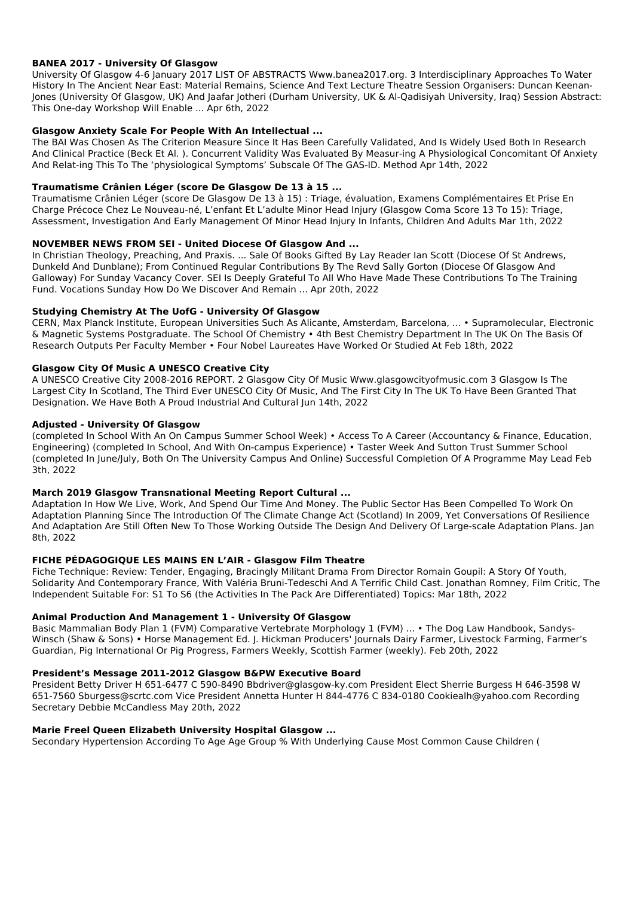**BANEA 2017 - University Of Glasgow**

University Of Glasgow 4-6 January 2017 LIST OF ABSTRACTS Www.banea2017.org. 3 Interdisciplinary Approaches To Water History In The Ancient Near East: Material Remains, Science And Text Lecture Theatre Session Organisers: Duncan Keenan-Jones (University Of Glasgow, UK) And Jaafar Jotheri (Durham University, UK & Al-Qadisiyah University, Iraq) Session Abstract: This One-day Workshop Will Enable ... Apr 6th, 2022

**Glasgow Anxiety Scale For People With An Intellectual ...**

The BAI Was Chosen As The Criterion Measure Since It Has Been Carefully Validated, And Is Widely Used Both In Research And Clinical Practice (Beck Et Al. ). Concurrent Validity Was Evaluated By Measur-ing A Physiological Concomitant Of Anxiety And Relat-ing This To The 'physiological Symptoms' Subscale Of The GAS-ID. Method Apr 14th, 2022

**Traumatisme Crânien Léger (score De Glasgow De 13 à 15 ...**

Traumatisme Crânien Léger (score De Glasgow De 13 à 15) : Triage, évaluation, Examens Complémentaires Et Prise En Charge Précoce Chez Le Nouveau-né, L'enfant Et L'adulte Minor Head Injury (Glasgow Coma Score 13 To 15): Triage, Assessment, Investigation And Early Management Of Minor Head Injury In Infants, Children And Adults Mar 1th, 2022

**NOVEMBER NEWS FROM SEI - United Diocese Of Glasgow And ...**

In Christian Theology, Preaching, And Praxis. ... Sale Of Books Gifted By Lay Reader Ian Scott (Diocese Of St Andrews, Dunkeld And Dunblane); From Continued Regular Contributions By The Revd Sally Gorton (Diocese Of Glasgow And Galloway) For Sunday Vacancy Cover. SEI Is Deeply Grateful To All Who Have Made These Contributions To The Training Fund. Vocations Sunday How Do We Discover And Remain ... Apr 20th, 2022

**Studying Chemistry At The UofG - University Of Glasgow**

CERN, Max Planck Institute, European Universities Such As Alicante, Amsterdam, Barcelona, ... • Supramolecular, Electronic & Magnetic Systems Postgraduate. The School Of Chemistry • 4th Best Chemistry Department In The UK On The Basis Of Research Outputs Per Faculty Member • Four Nobel Laureates Have Worked Or Studied At Feb 18th, 2022

**Glasgow City Of Music A UNESCO Creative City**

A UNESCO Creative City 2008-2016 REPORT. 2 Glasgow City Of Music Www.glasgowcityofmusic.com 3 Glasgow Is The Largest City In Scotland, The Third Ever UNESCO City Of Music, And The First City In The UK To Have Been Granted That Designation. We Have Both A Proud Industrial And Cultural Jun 14th, 2022

**Adjusted - University Of Glasgow**

(completed In School With An On Campus Summer School Week) • Access To A Career (Accountancy & Finance, Education, Engineering) (completed In School, And With On-campus Experience) • Taster Week And Sutton Trust Summer School (completed In June/July, Both On The University Campus And Online) Successful Completion Of A Programme May Lead Feb 3th, 2022

**March 2019 Glasgow Transnational Meeting Report Cultural ...**

Adaptation In How We Live, Work, And Spend Our Time And Money. The Public Sector Has Been Compelled To Work On Adaptation Planning Since The Introduction Of The Climate Change Act (Scotland) In 2009, Yet Conversations Of Resilience And Adaptation Are Still Often New To Those Working Outside The Design And Delivery Of Large-scale Adaptation Plans. Jan 8th, 2022

**FICHE PÉDAGOGIQUE LES MAINS EN L'AIR - Glasgow Film Theatre**

Fiche Technique: Review: Tender, Engaging, Bracingly Militant Drama From Director Romain Goupil: A Story Of Youth, Solidarity And Contemporary France, With Valéria Bruni-Tedeschi And A Terrific Child Cast. Jonathan Romney, Film Critic, The Independent Suitable For: S1 To S6 (the Activities In The Pack Are Differentiated) Topics: Mar 18th, 2022

**Animal Production And Management 1 - University Of Glasgow**

Basic Mammalian Body Plan 1 (FVM) Comparative Vertebrate Morphology 1 (FVM) ... • The Dog Law Handbook, Sandys-Winsch (Shaw & Sons) • Horse Management Ed. J. Hickman Producers' Journals Dairy Farmer, Livestock Farming, Farmer's Guardian, Pig International Or Pig Progress, Farmers Weekly, Scottish Farmer (weekly). Feb 20th, 2022

**President's Message 2011-2012 Glasgow B&PW Executive Board**

President Betty Driver H 651-6477 C 590-8490 Bbdriver@glasgow-ky.com President Elect Sherrie Burgess H 646-3598 W 651-7560 Sburgess@scrtc.com Vice President Annetta Hunter H 844-4776 C 834-0180 Cookiealh@yahoo.com Recording Secretary Debbie McCandless May 20th, 2022

**Marie Freel Queen Elizabeth University Hospital Glasgow ...**

Secondary Hypertension According To Age Age Group % With Underlying Cause Most Common Cause Children (